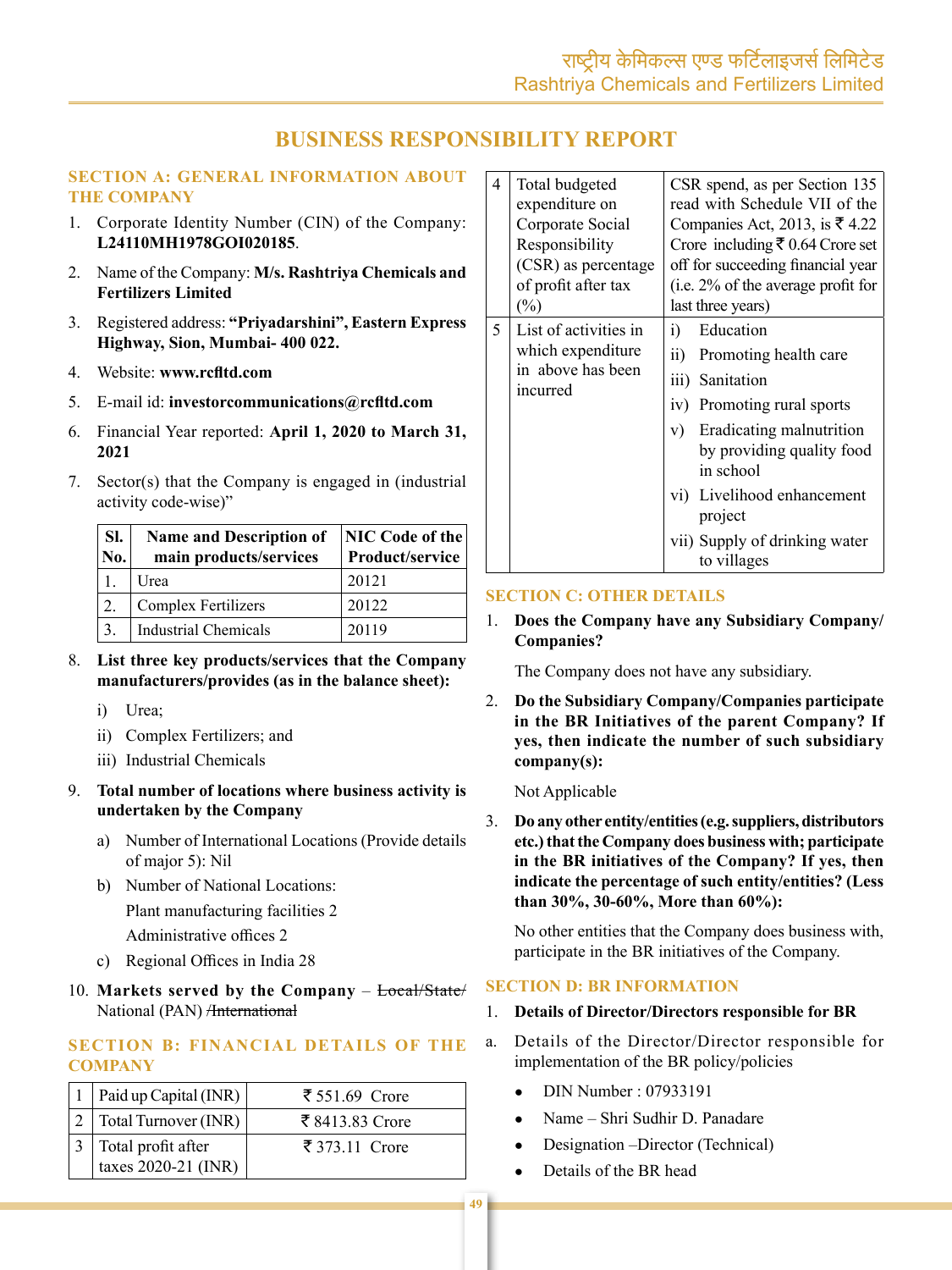# BUSINESS RESPONSIBILITY REPORT

## SECTION A: GENERAL INFORMATION ABOUT THE COMPANY

1. Corporate Identity Number (CIN) of the Company: **L24110MH1978GOI020185**.
2. Name of the Company: **M/s. Rashtriya Chemicals and Fertilizers Limited**
3. Registered address: **"Priyadarshini", Eastern Express Highway, Sion, Mumbai- 400 022.**
4. Website: **www.rcfltd.com**
5. E-mail id: **investorcommunications@rcfltd.com**
6. Financial Year reported: **April 1, 2020 to March 31, 2021**
7. Sector(s) that the Company is engaged in (industrial activity code-wise)"

| Sl. No. | Name and Description of main products/services | NIC Code of the Product/service |
|---|---|---|
| 1. | Urea | 20121 |
| 2. | Complex Fertilizers | 20122 |
| 3. | Industrial Chemicals | 20119 |

8. **List three key products/services that the Company manufacturers/provides (as in the balance sheet):**
   - i) Urea;
   - ii) Complex Fertilizers; and
   - iii) Industrial Chemicals
9. **Total number of locations where business activity is undertaken by the Company**
   - a) Number of International Locations (Provide details of major 5): Nil
   - b) Number of National Locations:

     Plant manufacturing facilities 2

     Administrative offices 2
   - c) Regional Offices in India 28
10. **Markets served by the Company** – ~~Local/State/~~ National (PAN) ~~/International~~

## SECTION B: FINANCIAL DETAILS OF THE COMPANY

| | | |
|---|---|---|
| 1 | Paid up Capital (INR) | ₹ 551.69 Crore |
| 2 | Total Turnover (INR) | ₹ 8413.83 Crore |
| 3 | Total profit after taxes 2020-21 (INR) | ₹ 373.11 Crore |
| 4 | Total budgeted expenditure on Corporate Social Responsibility (CSR) as percentage of profit after tax (%) | CSR spend, as per Section 135 read with Schedule VII of the Companies Act, 2013, is ₹ 4.22 Crore including ₹ 0.64 Crore set off for succeeding financial year (i.e. 2% of the average profit for last three years) |
| 5 | List of activities in which expenditure in above has been incurred | i) Education<br>ii) Promoting health care<br>iii) Sanitation<br>iv) Promoting rural sports<br>v) Eradicating malnutrition by providing quality food in school<br>vi) Livelihood enhancement project<br>vii) Supply of drinking water to villages |

## SECTION C: OTHER DETAILS

1. **Does the Company have any Subsidiary Company/ Companies?**

   The Company does not have any subsidiary.
2. **Do the Subsidiary Company/Companies participate in the BR Initiatives of the parent Company? If yes, then indicate the number of such subsidiary company(s):**

   Not Applicable
3. **Do any other entity/entities (e.g. suppliers, distributors etc.) that the Company does business with; participate in the BR initiatives of the Company? If yes, then indicate the percentage of such entity/entities? (Less than 30%, 30-60%, More than 60%):**

   No other entities that the Company does business with, participate in the BR initiatives of the Company.

## SECTION D: BR INFORMATION

1. **Details of Director/Directors responsible for BR**

a. Details of the Director/Director responsible for implementation of the BR policy/policies

- DIN Number : 07933191
- Name – Shri Sudhir D. Panadare
- Designation –Director (Technical)
- Details of the BR head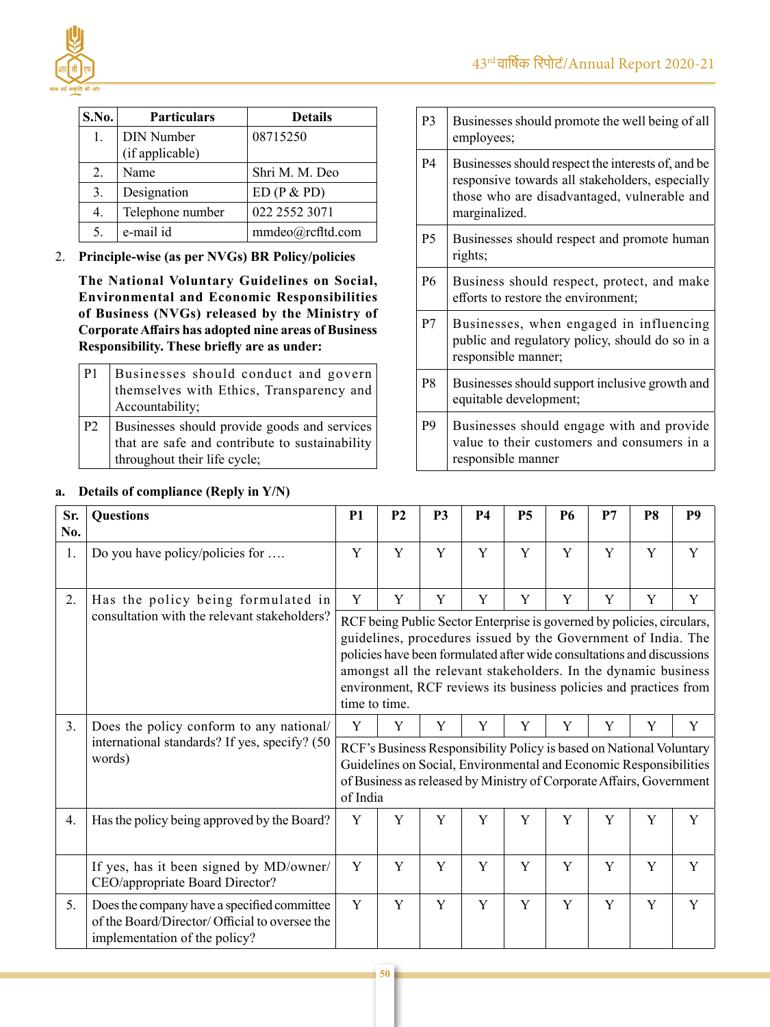| S.No. | Particulars | Details |
| --- | --- | --- |
| 1. | DIN Number (if applicable) | 08715250 |
| 2. | Name | Shri M. M. Deo |
| 3. | Designation | ED (P & PD) |
| 4. | Telephone number | 022 2552 3071 |
| 5. | e-mail id | mmdeo@rcfltd.com |

2. **Principle-wise (as per NVGs) BR Policy/policies**

**The National Voluntary Guidelines on Social, Environmental and Economic Responsibilities of Business (NVGs) released by the Ministry of Corporate Affairs has adopted nine areas of Business Responsibility. These briefly are as under:**

| | |
| --- | --- |
| P1 | Businesses should conduct and govern themselves with Ethics, Transparency and Accountability; |
| P2 | Businesses should provide goods and services that are safe and contribute to sustainability throughout their life cycle; |
| P3 | Businesses should promote the well being of all employees; |
| P4 | Businesses should respect the interests of, and be responsive towards all stakeholders, especially those who are disadvantaged, vulnerable and marginalized. |
| P5 | Businesses should respect and promote human rights; |
| P6 | Business should respect, protect, and make efforts to restore the environment; |
| P7 | Businesses, when engaged in influencing public and regulatory policy, should do so in a responsible manner; |
| P8 | Businesses should support inclusive growth and equitable development; |
| P9 | Businesses should engage with and provide value to their customers and consumers in a responsible manner |

a. **Details of compliance (Reply in Y/N)**

| Sr. No. | Questions | P1 | P2 | P3 | P4 | P5 | P6 | P7 | P8 | P9 |
| --- | --- | --- | --- | --- | --- | --- | --- | --- | --- | --- |
| 1. | Do you have policy/policies for …. | Y | Y | Y | Y | Y | Y | Y | Y | Y |
| 2. | Has the policy being formulated in consultation with the relevant stakeholders? | Y | Y | Y | Y | Y | Y | Y | Y | Y |
| | | RCF being Public Sector Enterprise is governed by policies, circulars, guidelines, procedures issued by the Government of India. The policies have been formulated after wide consultations and discussions amongst all the relevant stakeholders. In the dynamic business environment, RCF reviews its business policies and practices from time to time. | | | | | | | | |
| 3. | Does the policy conform to any national/ international standards? If yes, specify? (50 words) | Y | Y | Y | Y | Y | Y | Y | Y | Y |
| | | RCF's Business Responsibility Policy is based on National Voluntary Guidelines on Social, Environmental and Economic Responsibilities of Business as released by Ministry of Corporate Affairs, Government of India | | | | | | | | |
| 4. | Has the policy being approved by the Board? | Y | Y | Y | Y | Y | Y | Y | Y | Y |
| | If yes, has it been signed by MD/owner/ CEO/appropriate Board Director? | Y | Y | Y | Y | Y | Y | Y | Y | Y |
| 5. | Does the company have a specified committee of the Board/Director/ Official to oversee the implementation of the policy? | Y | Y | Y | Y | Y | Y | Y | Y | Y |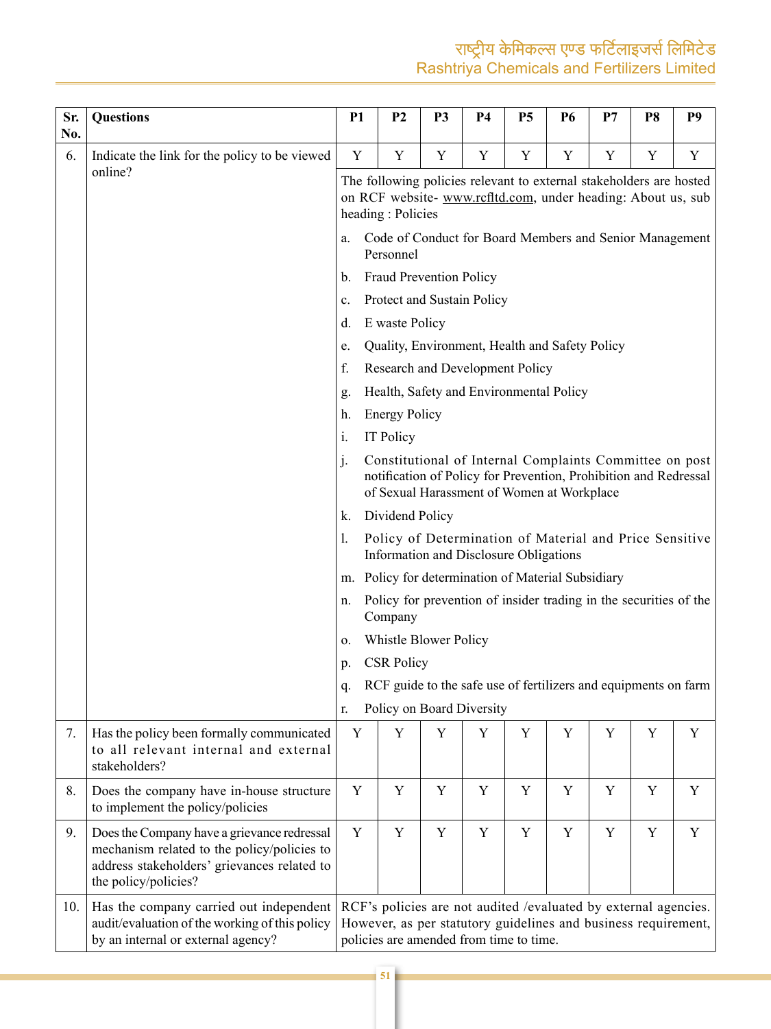| Sr. No. | Questions | P1 | P2 | P3 | P4 | P5 | P6 | P7 | P8 | P9 |
|---|---|---|---|---|---|---|---|---|---|---|
| 6. | Indicate the link for the policy to be viewed online? | Y | Y | Y | Y | Y | Y | Y | Y | Y |
| | | The following policies relevant to external stakeholders are hosted on RCF website- www.rcfltd.com, under heading: About us, sub heading : Policies<br>a. Code of Conduct for Board Members and Senior Management Personnel<br>b. Fraud Prevention Policy<br>c. Protect and Sustain Policy<br>d. E waste Policy<br>e. Quality, Environment, Health and Safety Policy<br>f. Research and Development Policy<br>g. Health, Safety and Environmental Policy<br>h. Energy Policy<br>i. IT Policy<br>j. Constitutional of Internal Complaints Committee on post notification of Policy for Prevention, Prohibition and Redressal of Sexual Harassment of Women at Workplace<br>k. Dividend Policy<br>l. Policy of Determination of Material and Price Sensitive Information and Disclosure Obligations<br>m. Policy for determination of Material Subsidiary<br>n. Policy for prevention of insider trading in the securities of the Company<br>o. Whistle Blower Policy<br>p. CSR Policy<br>q. RCF guide to the safe use of fertilizers and equipments on farm<br>r. Policy on Board Diversity | | | | | | | | |
| 7. | Has the policy been formally communicated to all relevant internal and external stakeholders? | Y | Y | Y | Y | Y | Y | Y | Y | Y |
| 8. | Does the company have in-house structure to implement the policy/policies | Y | Y | Y | Y | Y | Y | Y | Y | Y |
| 9. | Does the Company have a grievance redressal mechanism related to the policy/policies to address stakeholders' grievances related to the policy/policies? | Y | Y | Y | Y | Y | Y | Y | Y | Y |
| 10. | Has the company carried out independent audit/evaluation of the working of this policy by an internal or external agency? | RCF's policies are not audited /evaluated by external agencies. However, as per statutory guidelines and business requirement, policies are amended from time to time. | | | | | | | | |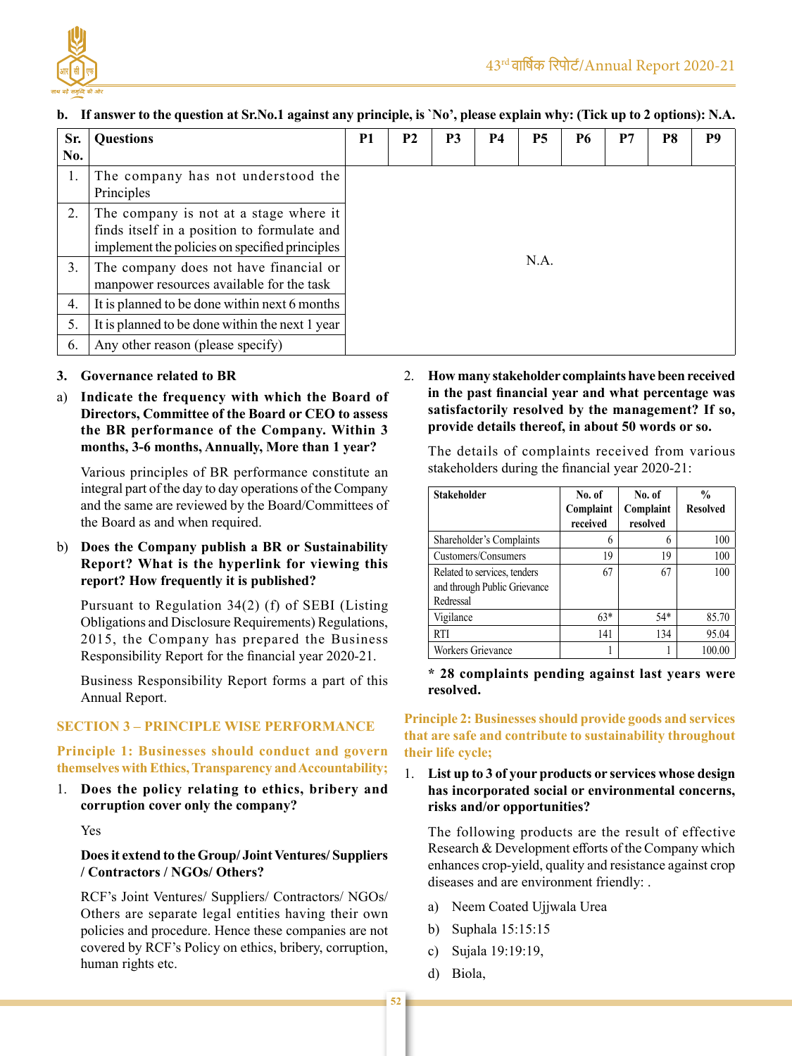**b. If answer to the question at Sr.No.1 against any principle, is `No', please explain why: (Tick up to 2 options): N.A.**

| Sr. No. | Questions | P1 | P2 | P3 | P4 | P5 | P6 | P7 | P8 | P9 |
|---|---|---|---|---|---|---|---|---|---|---|
| 1. | The company has not understood the Principles | | | | | | | | | |
| 2. | The company is not at a stage where it finds itself in a position to formulate and implement the policies on specified principles | | | | | | | | | |
| 3. | The company does not have financial or manpower resources available for the task | | | | | N.A. | | | | |
| 4. | It is planned to be done within next 6 months | | | | | | | | | |
| 5. | It is planned to be done within the next 1 year | | | | | | | | | |
| 6. | Any other reason (please specify) | | | | | | | | | |

**3. Governance related to BR**

a) **Indicate the frequency with which the Board of Directors, Committee of the Board or CEO to assess the BR performance of the Company. Within 3 months, 3-6 months, Annually, More than 1 year?**

Various principles of BR performance constitute an integral part of the day to day operations of the Company and the same are reviewed by the Board/Committees of the Board as and when required.

b) **Does the Company publish a BR or Sustainability Report? What is the hyperlink for viewing this report? How frequently it is published?**

Pursuant to Regulation 34(2) (f) of SEBI (Listing Obligations and Disclosure Requirements) Regulations, 2015, the Company has prepared the Business Responsibility Report for the financial year 2020-21.

Business Responsibility Report forms a part of this Annual Report.

## SECTION 3 – PRINCIPLE WISE PERFORMANCE

### Principle 1: Businesses should conduct and govern themselves with Ethics, Transparency and Accountability;

1. **Does the policy relating to ethics, bribery and corruption cover only the company?**

   Yes

   **Does it extend to the Group/ Joint Ventures/ Suppliers / Contractors / NGOs/ Others?**

   RCF's Joint Ventures/ Suppliers/ Contractors/ NGOs/ Others are separate legal entities having their own policies and procedure. Hence these companies are not covered by RCF's Policy on ethics, bribery, corruption, human rights etc.

2. **How many stakeholder complaints have been received in the past financial year and what percentage was satisfactorily resolved by the management? If so, provide details thereof, in about 50 words or so.**

   The details of complaints received from various stakeholders during the financial year 2020-21:

| Stakeholder | No. of Complaint received | No. of Complaint resolved | % Resolved |
|---|---|---|---|
| Shareholder's Complaints | 6 | 6 | 100 |
| Customers/Consumers | 19 | 19 | 100 |
| Related to services, tenders and through Public Grievance Redressal | 67 | 67 | 100 |
| Vigilance | 63* | 54* | 85.70 |
| RTI | 141 | 134 | 95.04 |
| Workers Grievance | 1 | 1 | 100.00 |

**\* 28 complaints pending against last years were resolved.**

### Principle 2: Businesses should provide goods and services that are safe and contribute to sustainability throughout their life cycle;

1. **List up to 3 of your products or services whose design has incorporated social or environmental concerns, risks and/or opportunities?**

   The following products are the result of effective Research & Development efforts of the Company which enhances crop-yield, quality and resistance against crop diseases and are environment friendly: .

   a) Neem Coated Ujjwala Urea

   b) Suphala 15:15:15

   c) Sujala 19:19:19,

   d) Biola,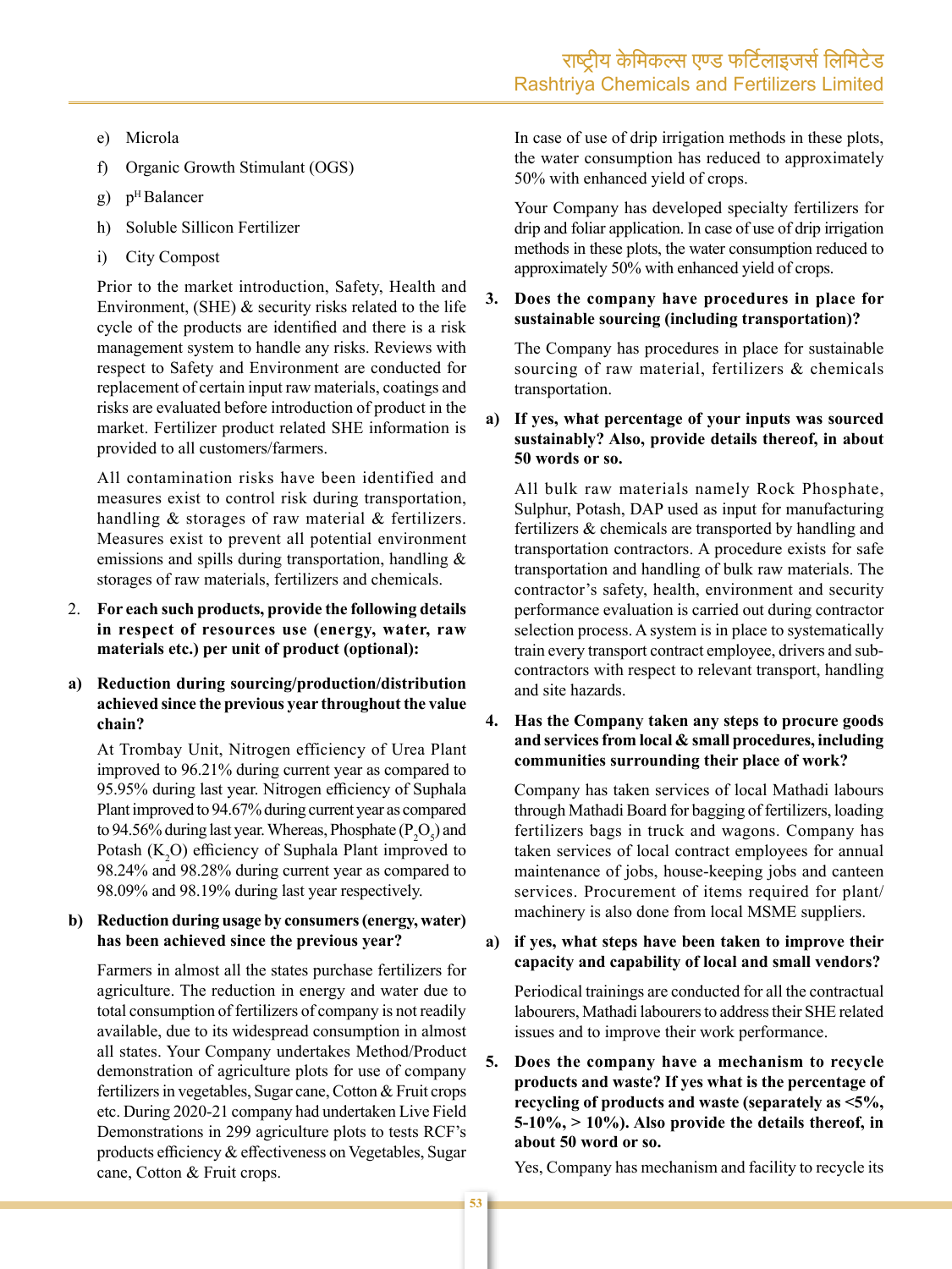e) Microla

f) Organic Growth Stimulant (OGS)

g) $p^H$ Balancer

h) Soluble Sillicon Fertilizer

i) City Compost

Prior to the market introduction, Safety, Health and Environment, (SHE) & security risks related to the life cycle of the products are identified and there is a risk management system to handle any risks. Reviews with respect to Safety and Environment are conducted for replacement of certain input raw materials, coatings and risks are evaluated before introduction of product in the market. Fertilizer product related SHE information is provided to all customers/farmers.

All contamination risks have been identified and measures exist to control risk during transportation, handling & storages of raw material & fertilizers. Measures exist to prevent all potential environment emissions and spills during transportation, handling & storages of raw materials, fertilizers and chemicals.

2. **For each such products, provide the following details in respect of resources use (energy, water, raw materials etc.) per unit of product (optional):**

**a) Reduction during sourcing/production/distribution achieved since the previous year throughout the value chain?**

At Trombay Unit, Nitrogen efficiency of Urea Plant improved to 96.21% during current year as compared to 95.95% during last year. Nitrogen efficiency of Suphala Plant improved to 94.67% during current year as compared to 94.56% during last year. Whereas, Phosphate ($P_2O_5$) and Potash ($K_2O$) efficiency of Suphala Plant improved to 98.24% and 98.28% during current year as compared to 98.09% and 98.19% during last year respectively.

**b) Reduction during usage by consumers (energy, water) has been achieved since the previous year?**

Farmers in almost all the states purchase fertilizers for agriculture. The reduction in energy and water due to total consumption of fertilizers of company is not readily available, due to its widespread consumption in almost all states. Your Company undertakes Method/Product demonstration of agriculture plots for use of company fertilizers in vegetables, Sugar cane, Cotton & Fruit crops etc. During 2020-21 company had undertaken Live Field Demonstrations in 299 agriculture plots to tests RCF's products efficiency & effectiveness on Vegetables, Sugar cane, Cotton & Fruit crops.

In case of use of drip irrigation methods in these plots, the water consumption has reduced to approximately 50% with enhanced yield of crops.

Your Company has developed specialty fertilizers for drip and foliar application. In case of use of drip irrigation methods in these plots, the water consumption reduced to approximately 50% with enhanced yield of crops.

3. **Does the company have procedures in place for sustainable sourcing (including transportation)?**

The Company has procedures in place for sustainable sourcing of raw material, fertilizers & chemicals transportation.

**a) If yes, what percentage of your inputs was sourced sustainably? Also, provide details thereof, in about 50 words or so.**

All bulk raw materials namely Rock Phosphate, Sulphur, Potash, DAP used as input for manufacturing fertilizers & chemicals are transported by handling and transportation contractors. A procedure exists for safe transportation and handling of bulk raw materials. The contractor's safety, health, environment and security performance evaluation is carried out during contractor selection process. A system is in place to systematically train every transport contract employee, drivers and sub-contractors with respect to relevant transport, handling and site hazards.

4. **Has the Company taken any steps to procure goods and services from local & small procedures, including communities surrounding their place of work?**

Company has taken services of local Mathadi labours through Mathadi Board for bagging of fertilizers, loading fertilizers bags in truck and wagons. Company has taken services of local contract employees for annual maintenance of jobs, house-keeping jobs and canteen services. Procurement of items required for plant/ machinery is also done from local MSME suppliers.

**a) if yes, what steps have been taken to improve their capacity and capability of local and small vendors?**

Periodical trainings are conducted for all the contractual labourers, Mathadi labourers to address their SHE related issues and to improve their work performance.

5. **Does the company have a mechanism to recycle products and waste? If yes what is the percentage of recycling of products and waste (separately as <5%, 5-10%, > 10%). Also provide the details thereof, in about 50 word or so.**

Yes, Company has mechanism and facility to recycle its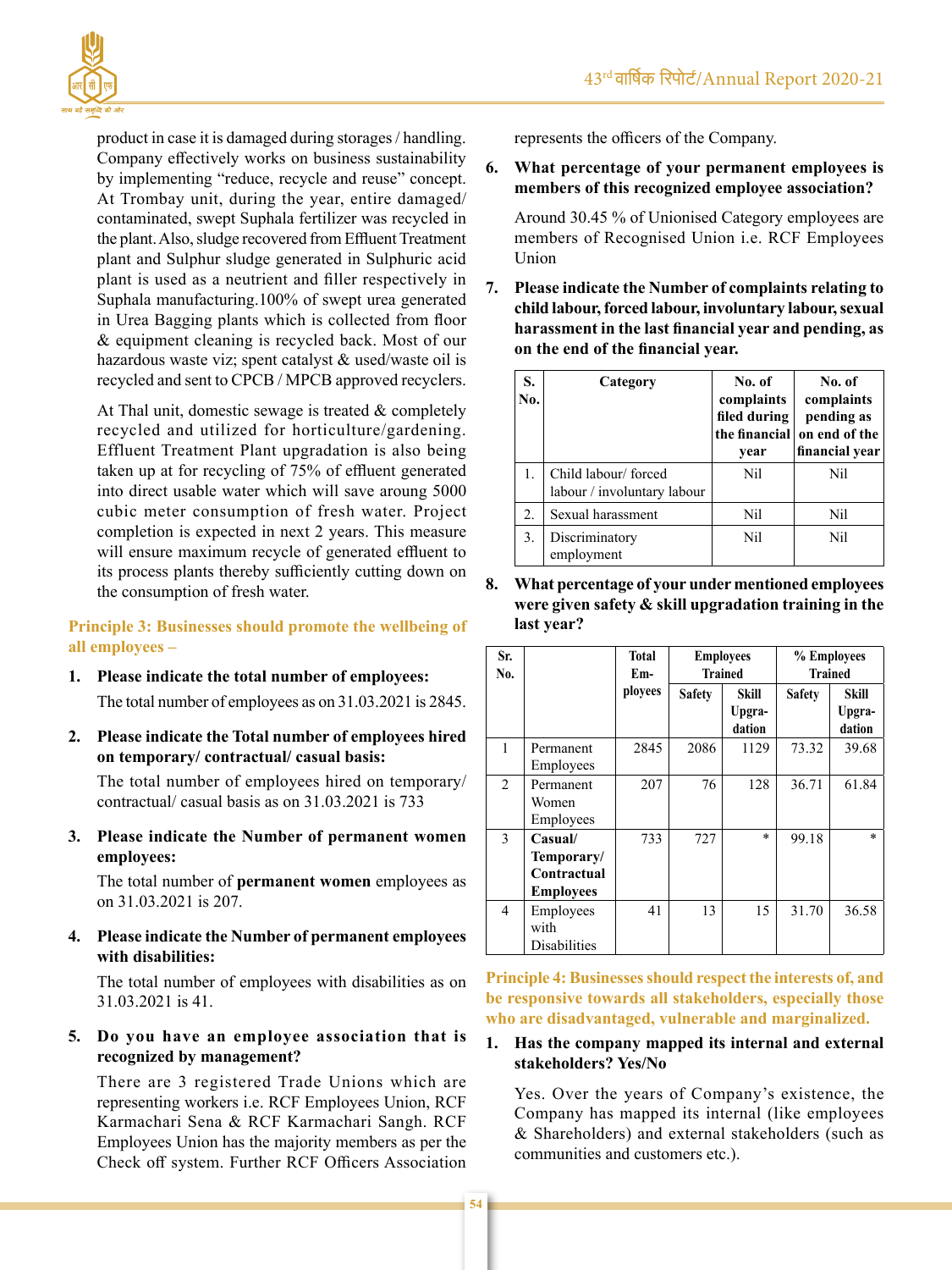product in case it is damaged during storages / handling. Company effectively works on business sustainability by implementing "reduce, recycle and reuse" concept. At Trombay unit, during the year, entire damaged/ contaminated, swept Suphala fertilizer was recycled in the plant. Also, sludge recovered from Effluent Treatment plant and Sulphur sludge generated in Sulphuric acid plant is used as a neutrient and filler respectively in Suphala manufacturing.100% of swept urea generated in Urea Bagging plants which is collected from floor & equipment cleaning is recycled back. Most of our hazardous waste viz; spent catalyst & used/waste oil is recycled and sent to CPCB / MPCB approved recyclers.

At Thal unit, domestic sewage is treated & completely recycled and utilized for horticulture/gardening. Effluent Treatment Plant upgradation is also being taken up at for recycling of 75% of effluent generated into direct usable water which will save aroung 5000 cubic meter consumption of fresh water. Project completion is expected in next 2 years. This measure will ensure maximum recycle of generated effluent to its process plants thereby sufficiently cutting down on the consumption of fresh water.

## Principle 3: Businesses should promote the wellbeing of all employees –

**1. Please indicate the total number of employees:**

The total number of employees as on 31.03.2021 is 2845.

**2. Please indicate the Total number of employees hired on temporary/ contractual/ casual basis:**

The total number of employees hired on temporary/ contractual/ casual basis as on 31.03.2021 is 733

**3. Please indicate the Number of permanent women employees:**

The total number of **permanent women** employees as on 31.03.2021 is 207.

**4. Please indicate the Number of permanent employees with disabilities:**

The total number of employees with disabilities as on 31.03.2021 is 41.

**5. Do you have an employee association that is recognized by management?**

There are 3 registered Trade Unions which are representing workers i.e. RCF Employees Union, RCF Karmachari Sena & RCF Karmachari Sangh. RCF Employees Union has the majority members as per the Check off system. Further RCF Officers Association represents the officers of the Company.

**6. What percentage of your permanent employees is members of this recognized employee association?**

Around 30.45 % of Unionised Category employees are members of Recognised Union i.e. RCF Employees Union

**7. Please indicate the Number of complaints relating to child labour, forced labour, involuntary labour, sexual harassment in the last financial year and pending, as on the end of the financial year.**

| S. No. | Category | No. of complaints filed during the financial year | No. of complaints pending as on end of the financial year |
|---|---|---|---|
| 1. | Child labour/ forced labour / involuntary labour | Nil | Nil |
| 2. | Sexual harassment | Nil | Nil |
| 3. | Discriminatory employment | Nil | Nil |

**8. What percentage of your under mentioned employees were given safety & skill upgradation training in the last year?**

| Sr. No. | | Total Employees | Employees Trained | | % Employees Trained | |
|---|---|---|---|---|---|---|
| | | | Safety | Skill Upgradation | Safety | Skill Upgradation |
| 1 | Permanent Employees | 2845 | 2086 | 1129 | 73.32 | 39.68 |
| 2 | Permanent Women Employees | 207 | 76 | 128 | 36.71 | 61.84 |
| 3 | **Casual/ Temporary/ Contractual Employees** | 733 | 727 | * | 99.18 | * |
| 4 | Employees with Disabilities | 41 | 13 | 15 | 31.70 | 36.58 |

## Principle 4: Businesses should respect the interests of, and be responsive towards all stakeholders, especially those who are disadvantaged, vulnerable and marginalized.

**1. Has the company mapped its internal and external stakeholders? Yes/No**

Yes. Over the years of Company's existence, the Company has mapped its internal (like employees & Shareholders) and external stakeholders (such as communities and customers etc.).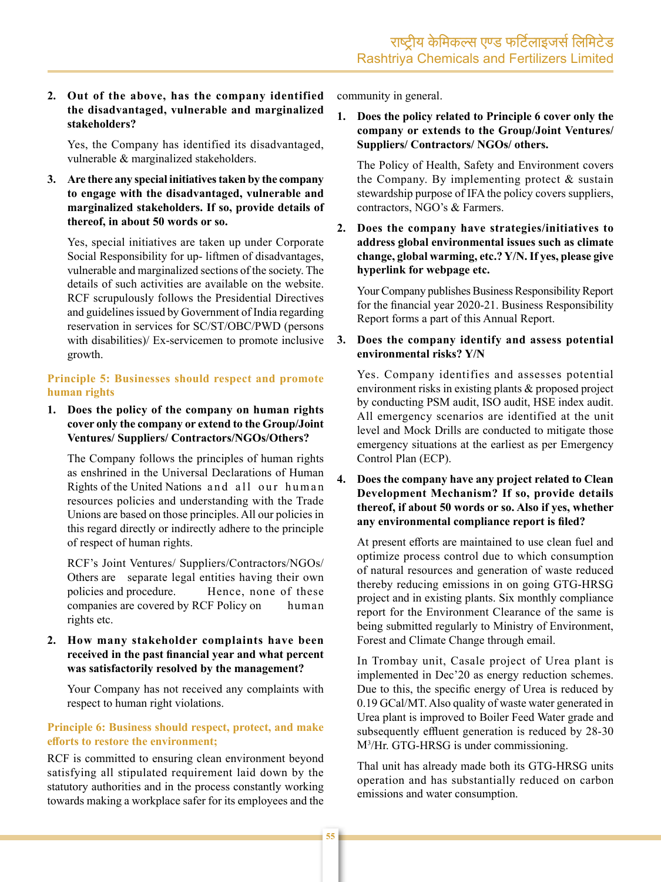2. **Out of the above, has the company identified the disadvantaged, vulnerable and marginalized stakeholders?**

   Yes, the Company has identified its disadvantaged, vulnerable & marginalized stakeholders.

3. **Are there any special initiatives taken by the company to engage with the disadvantaged, vulnerable and marginalized stakeholders. If so, provide details of thereof, in about 50 words or so.**

   Yes, special initiatives are taken up under Corporate Social Responsibility for up- liftmen of disadvantages, vulnerable and marginalized sections of the society. The details of such activities are available on the website. RCF scrupulously follows the Presidential Directives and guidelines issued by Government of India regarding reservation in services for SC/ST/OBC/PWD (persons with disabilities)/ Ex-servicemen to promote inclusive growth.

### Principle 5: Businesses should respect and promote human rights

1. **Does the policy of the company on human rights cover only the company or extend to the Group/Joint Ventures/ Suppliers/ Contractors/NGOs/Others?**

   The Company follows the principles of human rights as enshrined in the Universal Declarations of Human Rights of the United Nations and all our human resources policies and understanding with the Trade Unions are based on those principles. All our policies in this regard directly or indirectly adhere to the principle of respect of human rights.

   RCF's Joint Ventures/ Suppliers/Contractors/NGOs/ Others are separate legal entities having their own policies and procedure. Hence, none of these companies are covered by RCF Policy on human rights etc.

2. **How many stakeholder complaints have been received in the past financial year and what percent was satisfactorily resolved by the management?**

   Your Company has not received any complaints with respect to human right violations.

### Principle 6: Business should respect, protect, and make efforts to restore the environment;

RCF is committed to ensuring clean environment beyond satisfying all stipulated requirement laid down by the statutory authorities and in the process constantly working towards making a workplace safer for its employees and the community in general.

1. **Does the policy related to Principle 6 cover only the company or extends to the Group/Joint Ventures/ Suppliers/ Contractors/ NGOs/ others.**

   The Policy of Health, Safety and Environment covers the Company. By implementing protect & sustain stewardship purpose of IFA the policy covers suppliers, contractors, NGO's & Farmers.

2. **Does the company have strategies/initiatives to address global environmental issues such as climate change, global warming, etc.? Y/N. If yes, please give hyperlink for webpage etc.**

   Your Company publishes Business Responsibility Report for the financial year 2020-21. Business Responsibility Report forms a part of this Annual Report.

3. **Does the company identify and assess potential environmental risks? Y/N**

   Yes. Company identifies and assesses potential environment risks in existing plants & proposed project by conducting PSM audit, ISO audit, HSE index audit. All emergency scenarios are identified at the unit level and Mock Drills are conducted to mitigate those emergency situations at the earliest as per Emergency Control Plan (ECP).

4. **Does the company have any project related to Clean Development Mechanism? If so, provide details thereof, if about 50 words or so. Also if yes, whether any environmental compliance report is filed?**

   At present efforts are maintained to use clean fuel and optimize process control due to which consumption of natural resources and generation of waste reduced thereby reducing emissions in on going GTG-HRSG project and in existing plants. Six monthly compliance report for the Environment Clearance of the same is being submitted regularly to Ministry of Environment, Forest and Climate Change through email.

   In Trombay unit, Casale project of Urea plant is implemented in Dec'20 as energy reduction schemes. Due to this, the specific energy of Urea is reduced by 0.19 GCal/MT. Also quality of waste water generated in Urea plant is improved to Boiler Feed Water grade and subsequently effluent generation is reduced by 28-30 $M^3$/Hr. GTG-HRSG is under commissioning.

   Thal unit has already made both its GTG-HRSG units operation and has substantially reduced on carbon emissions and water consumption.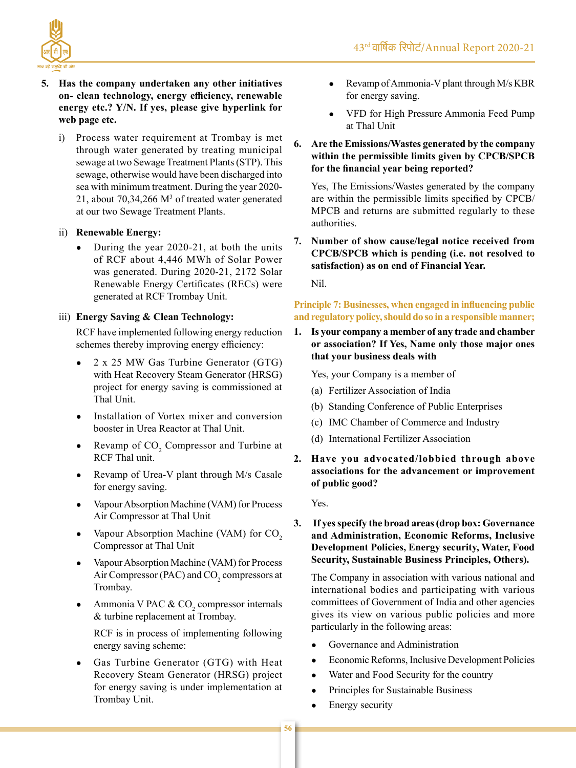5. **Has the company undertaken any other initiatives on- clean technology, energy efficiency, renewable energy etc.? Y/N. If yes, please give hyperlink for web page etc.**

   i) Process water requirement at Trombay is met through water generated by treating municipal sewage at two Sewage Treatment Plants (STP). This sewage, otherwise would have been discharged into sea with minimum treatment. During the year 2020-21, about 70,34,266 $M^3$ of treated water generated at our two Sewage Treatment Plants.

   ii) **Renewable Energy:**

   - During the year 2020-21, at both the units of RCF about 4,446 MWh of Solar Power was generated. During 2020-21, 2172 Solar Renewable Energy Certificates (RECs) were generated at RCF Trombay Unit.

   iii) **Energy Saving & Clean Technology:**

   RCF have implemented following energy reduction schemes thereby improving energy efficiency:

   - 2 x 25 MW Gas Turbine Generator (GTG) with Heat Recovery Steam Generator (HRSG) project for energy saving is commissioned at Thal Unit.
   - Installation of Vortex mixer and conversion booster in Urea Reactor at Thal Unit.
   - Revamp of $CO_2$ Compressor and Turbine at RCF Thal unit.
   - Revamp of Urea-V plant through M/s Casale for energy saving.
   - Vapour Absorption Machine (VAM) for Process Air Compressor at Thal Unit
   - Vapour Absorption Machine (VAM) for $CO_2$ Compressor at Thal Unit
   - Vapour Absorption Machine (VAM) for Process Air Compressor (PAC) and $CO_2$ compressors at Trombay.
   - Ammonia V PAC & $CO_2$ compressor internals & turbine replacement at Trombay.

   RCF is in process of implementing following energy saving scheme:

   - Gas Turbine Generator (GTG) with Heat Recovery Steam Generator (HRSG) project for energy saving is under implementation at Trombay Unit.
   - Revamp of Ammonia-V plant through M/s KBR for energy saving.
   - VFD for High Pressure Ammonia Feed Pump at Thal Unit

6. **Are the Emissions/Wastes generated by the company within the permissible limits given by CPCB/SPCB for the financial year being reported?**

   Yes, The Emissions/Wastes generated by the company are within the permissible limits specified by CPCB/ MPCB and returns are submitted regularly to these authorities.

7. **Number of show cause/legal notice received from CPCB/SPCB which is pending (i.e. not resolved to satisfaction) as on end of Financial Year.**

   Nil.

**Principle 7: Businesses, when engaged in influencing public and regulatory policy, should do so in a responsible manner;**

1. **Is your company a member of any trade and chamber or association? If Yes, Name only those major ones that your business deals with**

   Yes, your Company is a member of

   (a) Fertilizer Association of India

   (b) Standing Conference of Public Enterprises

   (c) IMC Chamber of Commerce and Industry

   (d) International Fertilizer Association

2. **Have you advocated/lobbied through above associations for the advancement or improvement of public good?**

   Yes.

3. **If yes specify the broad areas (drop box: Governance and Administration, Economic Reforms, Inclusive Development Policies, Energy security, Water, Food Security, Sustainable Business Principles, Others).**

   The Company in association with various national and international bodies and participating with various committees of Government of India and other agencies gives its view on various public policies and more particularly in the following areas:

   - Governance and Administration
   - Economic Reforms, Inclusive Development Policies
   - Water and Food Security for the country
   - Principles for Sustainable Business
   - Energy security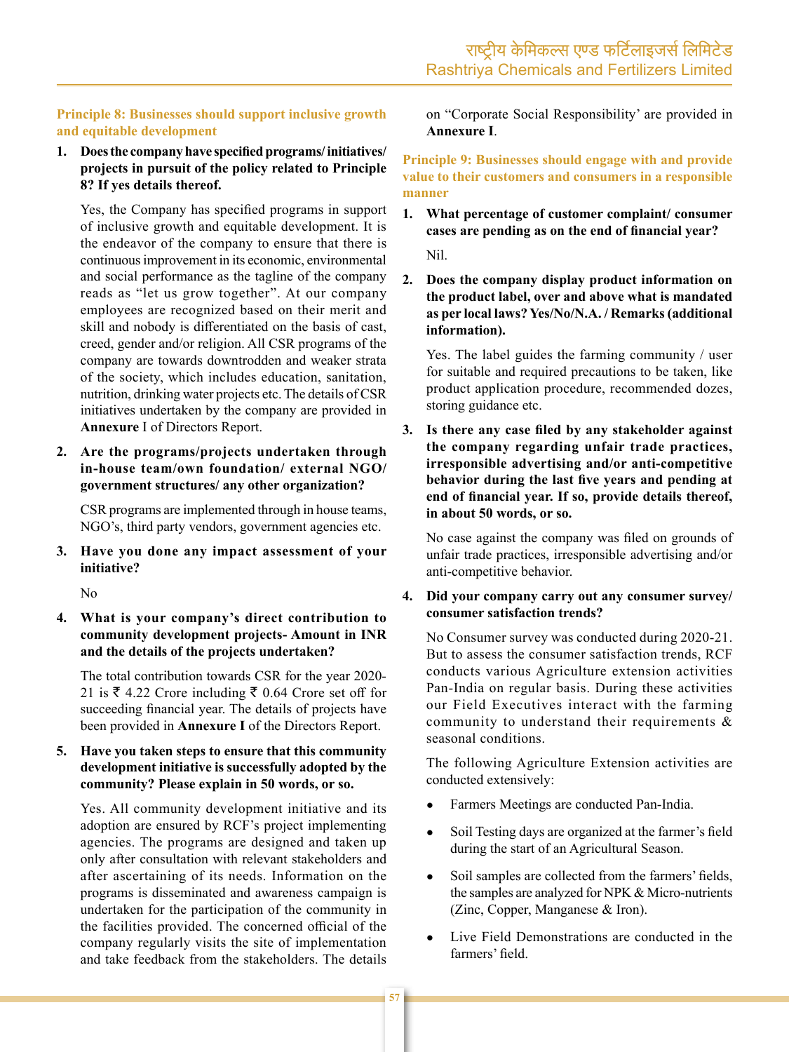**Principle 8: Businesses should support inclusive growth and equitable development**

1. **Does the company have specified programs/ initiatives/ projects in pursuit of the policy related to Principle 8? If yes details thereof.**

   Yes, the Company has specified programs in support of inclusive growth and equitable development. It is the endeavor of the company to ensure that there is continuous improvement in its economic, environmental and social performance as the tagline of the company reads as "let us grow together". At our company employees are recognized based on their merit and skill and nobody is differentiated on the basis of cast, creed, gender and/or religion. All CSR programs of the company are towards downtrodden and weaker strata of the society, which includes education, sanitation, nutrition, drinking water projects etc. The details of CSR initiatives undertaken by the company are provided in **Annexure** I of Directors Report.

2. **Are the programs/projects undertaken through in-house team/own foundation/ external NGO/ government structures/ any other organization?**

   CSR programs are implemented through in house teams, NGO's, third party vendors, government agencies etc.

3. **Have you done any impact assessment of your initiative?**

   No

4. **What is your company's direct contribution to community development projects- Amount in INR and the details of the projects undertaken?**

   The total contribution towards CSR for the year 2020-21 is ₹ 4.22 Crore including ₹ 0.64 Crore set off for succeeding financial year. The details of projects have been provided in **Annexure I** of the Directors Report.

5. **Have you taken steps to ensure that this community development initiative is successfully adopted by the community? Please explain in 50 words, or so.**

   Yes. All community development initiative and its adoption are ensured by RCF's project implementing agencies. The programs are designed and taken up only after consultation with relevant stakeholders and after ascertaining of its needs. Information on the programs is disseminated and awareness campaign is undertaken for the participation of the community in the facilities provided. The concerned official of the company regularly visits the site of implementation and take feedback from the stakeholders. The details on "Corporate Social Responsibility' are provided in **Annexure I**.

**Principle 9: Businesses should engage with and provide value to their customers and consumers in a responsible manner**

1. **What percentage of customer complaint/ consumer cases are pending as on the end of financial year?**

   Nil.

2. **Does the company display product information on the product label, over and above what is mandated as per local laws? Yes/No/N.A. / Remarks (additional information).**

   Yes. The label guides the farming community / user for suitable and required precautions to be taken, like product application procedure, recommended dozes, storing guidance etc.

3. **Is there any case filed by any stakeholder against the company regarding unfair trade practices, irresponsible advertising and/or anti-competitive behavior during the last five years and pending at end of financial year. If so, provide details thereof, in about 50 words, or so.**

   No case against the company was filed on grounds of unfair trade practices, irresponsible advertising and/or anti-competitive behavior.

4. **Did your company carry out any consumer survey/ consumer satisfaction trends?**

   No Consumer survey was conducted during 2020-21. But to assess the consumer satisfaction trends, RCF conducts various Agriculture extension activities Pan-India on regular basis. During these activities our Field Executives interact with the farming community to understand their requirements & seasonal conditions.

   The following Agriculture Extension activities are conducted extensively:

   - Farmers Meetings are conducted Pan-India.
   - Soil Testing days are organized at the farmer's field during the start of an Agricultural Season.
   - Soil samples are collected from the farmers' fields, the samples are analyzed for NPK & Micro-nutrients (Zinc, Copper, Manganese & Iron).
   - Live Field Demonstrations are conducted in the farmers' field.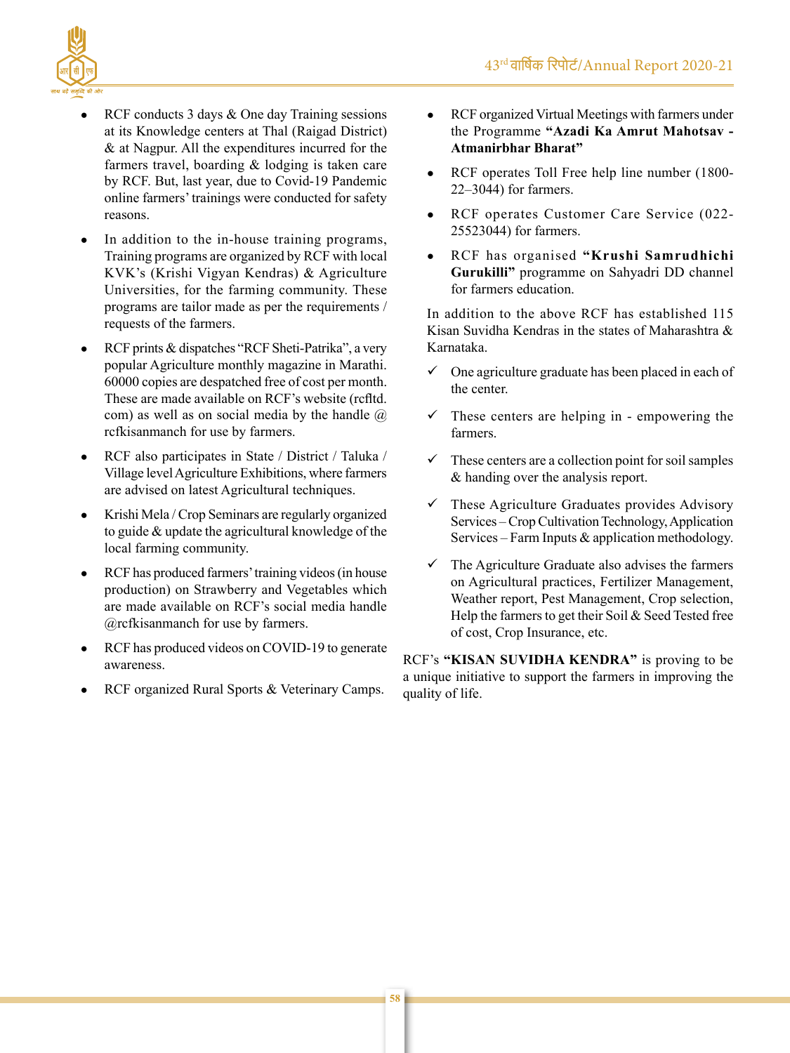- RCF conducts 3 days & One day Training sessions at its Knowledge centers at Thal (Raigad District) & at Nagpur. All the expenditures incurred for the farmers travel, boarding & lodging is taken care by RCF. But, last year, due to Covid-19 Pandemic online farmers' trainings were conducted for safety reasons.
- In addition to the in-house training programs, Training programs are organized by RCF with local KVK's (Krishi Vigyan Kendras) & Agriculture Universities, for the farming community. These programs are tailor made as per the requirements / requests of the farmers.
- RCF prints & dispatches "RCF Sheti-Patrika", a very popular Agriculture monthly magazine in Marathi. 60000 copies are despatched free of cost per month. These are made available on RCF's website (rcfltd.com) as well as on social media by the handle @rcfkisanmanch for use by farmers.
- RCF also participates in State / District / Taluka / Village level Agriculture Exhibitions, where farmers are advised on latest Agricultural techniques.
- Krishi Mela / Crop Seminars are regularly organized to guide & update the agricultural knowledge of the local farming community.
- RCF has produced farmers' training videos (in house production) on Strawberry and Vegetables which are made available on RCF's social media handle @rcfkisanmanch for use by farmers.
- RCF has produced videos on COVID-19 to generate awareness.
- RCF organized Rural Sports & Veterinary Camps.
- RCF organized Virtual Meetings with farmers under the Programme **"Azadi Ka Amrut Mahotsav - Atmanirbhar Bharat"**
- RCF operates Toll Free help line number (1800-22–3044) for farmers.
- RCF operates Customer Care Service (022-25523044) for farmers.
- RCF has organised **"Krushi Samrudhichi Gurukilli"** programme on Sahyadri DD channel for farmers education.

In addition to the above RCF has established 115 Kisan Suvidha Kendras in the states of Maharashtra & Karnataka.

- ✓ One agriculture graduate has been placed in each of the center.
- ✓ These centers are helping in - empowering the farmers.
- ✓ These centers are a collection point for soil samples & handing over the analysis report.
- ✓ These Agriculture Graduates provides Advisory Services – Crop Cultivation Technology, Application Services – Farm Inputs & application methodology.
- ✓ The Agriculture Graduate also advises the farmers on Agricultural practices, Fertilizer Management, Weather report, Pest Management, Crop selection, Help the farmers to get their Soil & Seed Tested free of cost, Crop Insurance, etc.

RCF's **"KISAN SUVIDHA KENDRA"** is proving to be a unique initiative to support the farmers in improving the quality of life.